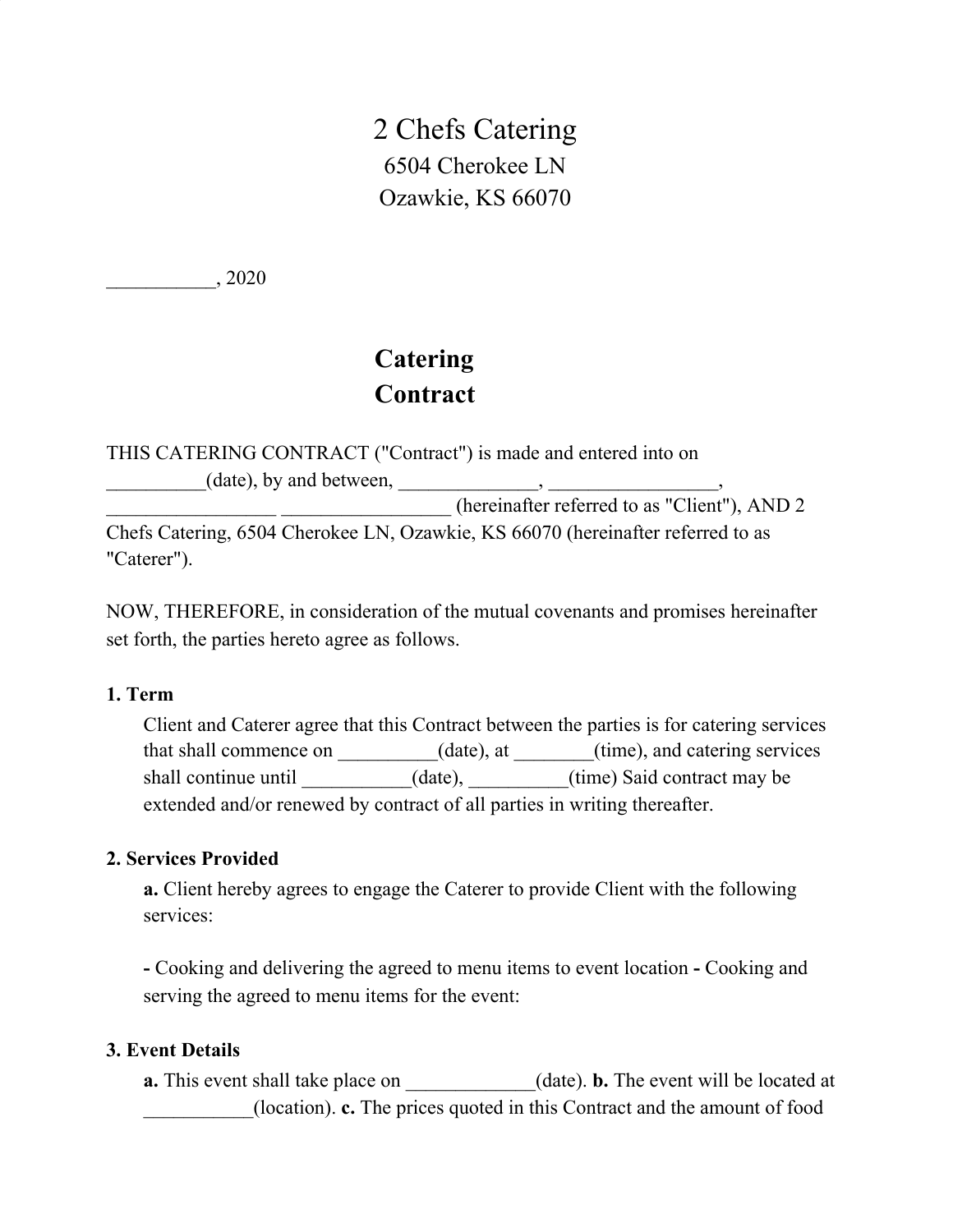# 2 Chefs Catering

6504 Cherokee LN
Ozawkie, KS 66070

___________, 2020

## Catering Contract

THIS CATERING CONTRACT ("Contract") is made and entered into on __________(date), by and between, ______________, _________________, _________________ _________________ (hereinafter referred to as "Client"), AND 2 Chefs Catering, 6504 Cherokee LN, Ozawkie, KS 66070 (hereinafter referred to as "Caterer").

NOW, THEREFORE, in consideration of the mutual covenants and promises hereinafter set forth, the parties hereto agree as follows.

**1. Term**

Client and Caterer agree that this Contract between the parties is for catering services that shall commence on __________(date), at ________(time), and catering services shall continue until ___________(date), __________(time) Said contract may be extended and/or renewed by contract of all parties in writing thereafter.

**2. Services Provided**

**a.** Client hereby agrees to engage the Caterer to provide Client with the following services:

**-** Cooking and delivering the agreed to menu items to event location **-** Cooking and serving the agreed to menu items for the event:

**3. Event Details**

**a.** This event shall take place on _____________(date). **b.** The event will be located at ___________(location). **c.** The prices quoted in this Contract and the amount of food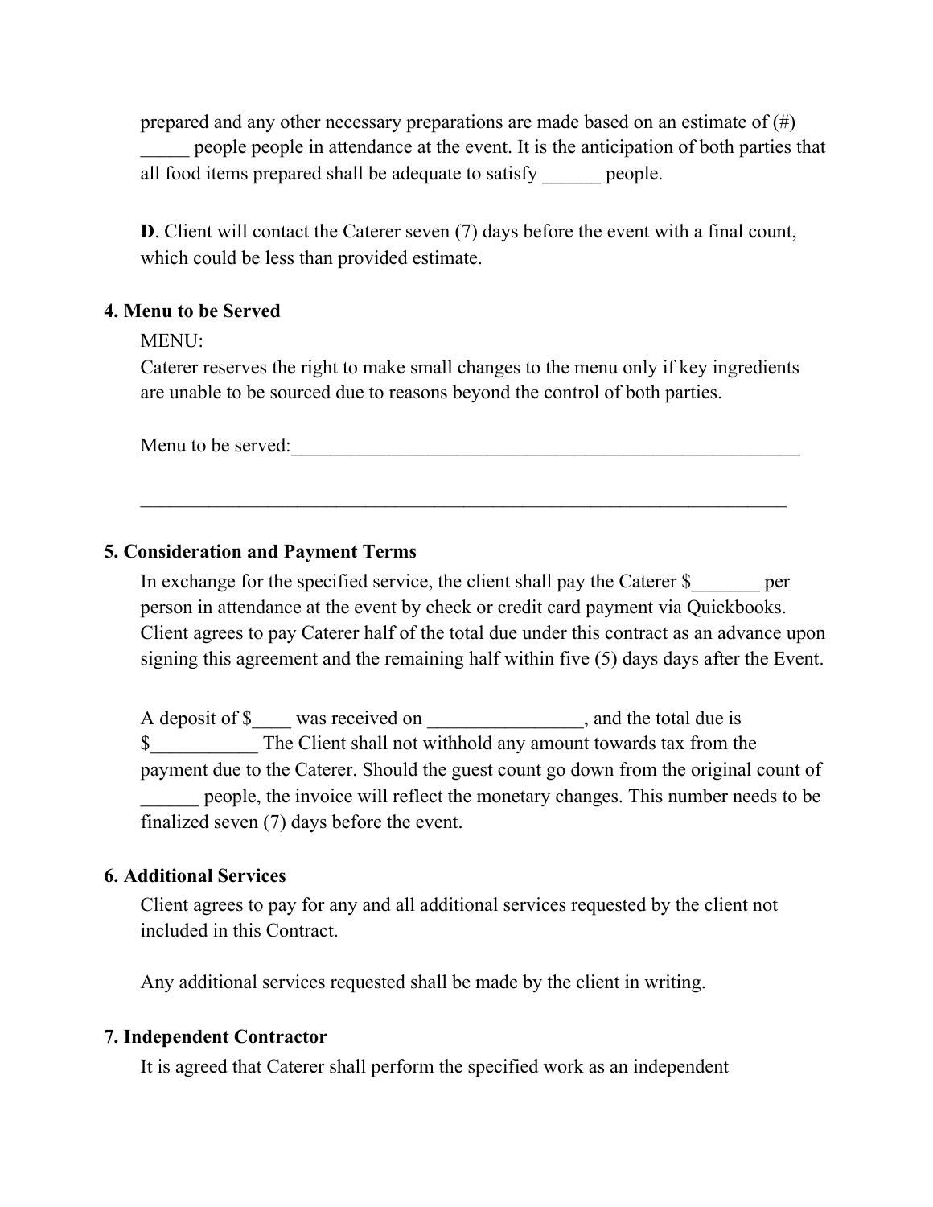prepared and any other necessary preparations are made based on an estimate of (#) _____ people people in attendance at the event. It is the anticipation of both parties that all food items prepared shall be adequate to satisfy ______ people.

**D**. Client will contact the Caterer seven (7) days before the event with a final count, which could be less than provided estimate.

**4. Menu to be Served**

MENU:
Caterer reserves the right to make small changes to the menu only if key ingredients are unable to be sourced due to reasons beyond the control of both parties.

Menu to be served:_______________________________________________________

_____________________________________________________________________

**5. Consideration and Payment Terms**

In exchange for the specified service, the client shall pay the Caterer $_______ per person in attendance at the event by check or credit card payment via Quickbooks. Client agrees to pay Caterer half of the total due under this contract as an advance upon signing this agreement and the remaining half within five (5) days days after the Event.

A deposit of $____ was received on ________________, and the total due is $___________ The Client shall not withhold any amount towards tax from the payment due to the Caterer. Should the guest count go down from the original count of ______ people, the invoice will reflect the monetary changes. This number needs to be finalized seven (7) days before the event.

**6. Additional Services**

Client agrees to pay for any and all additional services requested by the client not included in this Contract.

Any additional services requested shall be made by the client in writing.

**7. Independent Contractor**

It is agreed that Caterer shall perform the specified work as an independent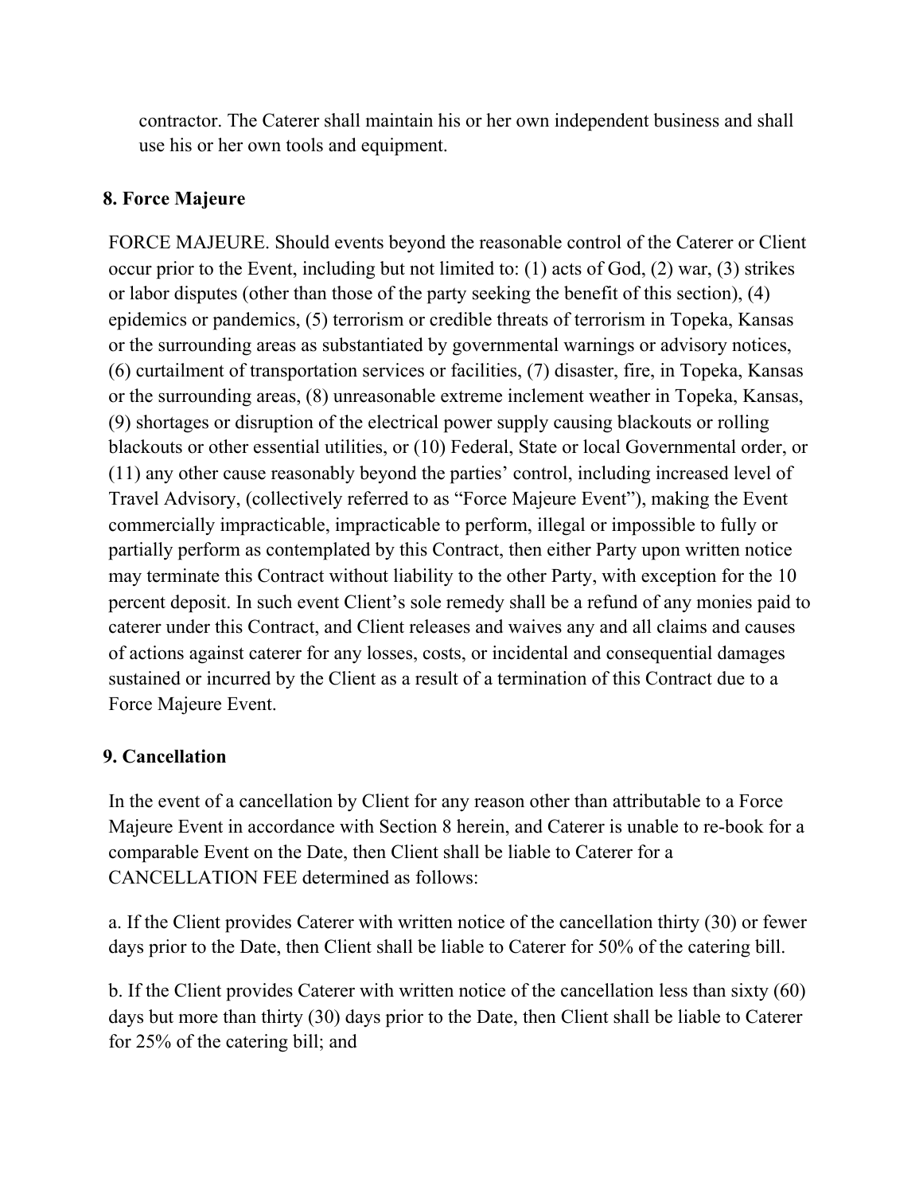contractor. The Caterer shall maintain his or her own independent business and shall use his or her own tools and equipment.

**8. Force Majeure**

FORCE MAJEURE. Should events beyond the reasonable control of the Caterer or Client occur prior to the Event, including but not limited to: (1) acts of God, (2) war, (3) strikes or labor disputes (other than those of the party seeking the benefit of this section), (4) epidemics or pandemics, (5) terrorism or credible threats of terrorism in Topeka, Kansas or the surrounding areas as substantiated by governmental warnings or advisory notices, (6) curtailment of transportation services or facilities, (7) disaster, fire, in Topeka, Kansas or the surrounding areas, (8) unreasonable extreme inclement weather in Topeka, Kansas, (9) shortages or disruption of the electrical power supply causing blackouts or rolling blackouts or other essential utilities, or (10) Federal, State or local Governmental order, or (11) any other cause reasonably beyond the parties' control, including increased level of Travel Advisory, (collectively referred to as "Force Majeure Event"), making the Event commercially impracticable, impracticable to perform, illegal or impossible to fully or partially perform as contemplated by this Contract, then either Party upon written notice may terminate this Contract without liability to the other Party, with exception for the 10 percent deposit. In such event Client's sole remedy shall be a refund of any monies paid to caterer under this Contract, and Client releases and waives any and all claims and causes of actions against caterer for any losses, costs, or incidental and consequential damages sustained or incurred by the Client as a result of a termination of this Contract due to a Force Majeure Event.

**9. Cancellation**

In the event of a cancellation by Client for any reason other than attributable to a Force Majeure Event in accordance with Section 8 herein, and Caterer is unable to re-book for a comparable Event on the Date, then Client shall be liable to Caterer for a CANCELLATION FEE determined as follows:

a. If the Client provides Caterer with written notice of the cancellation thirty (30) or fewer days prior to the Date, then Client shall be liable to Caterer for 50% of the catering bill.

b. If the Client provides Caterer with written notice of the cancellation less than sixty (60) days but more than thirty (30) days prior to the Date, then Client shall be liable to Caterer for 25% of the catering bill; and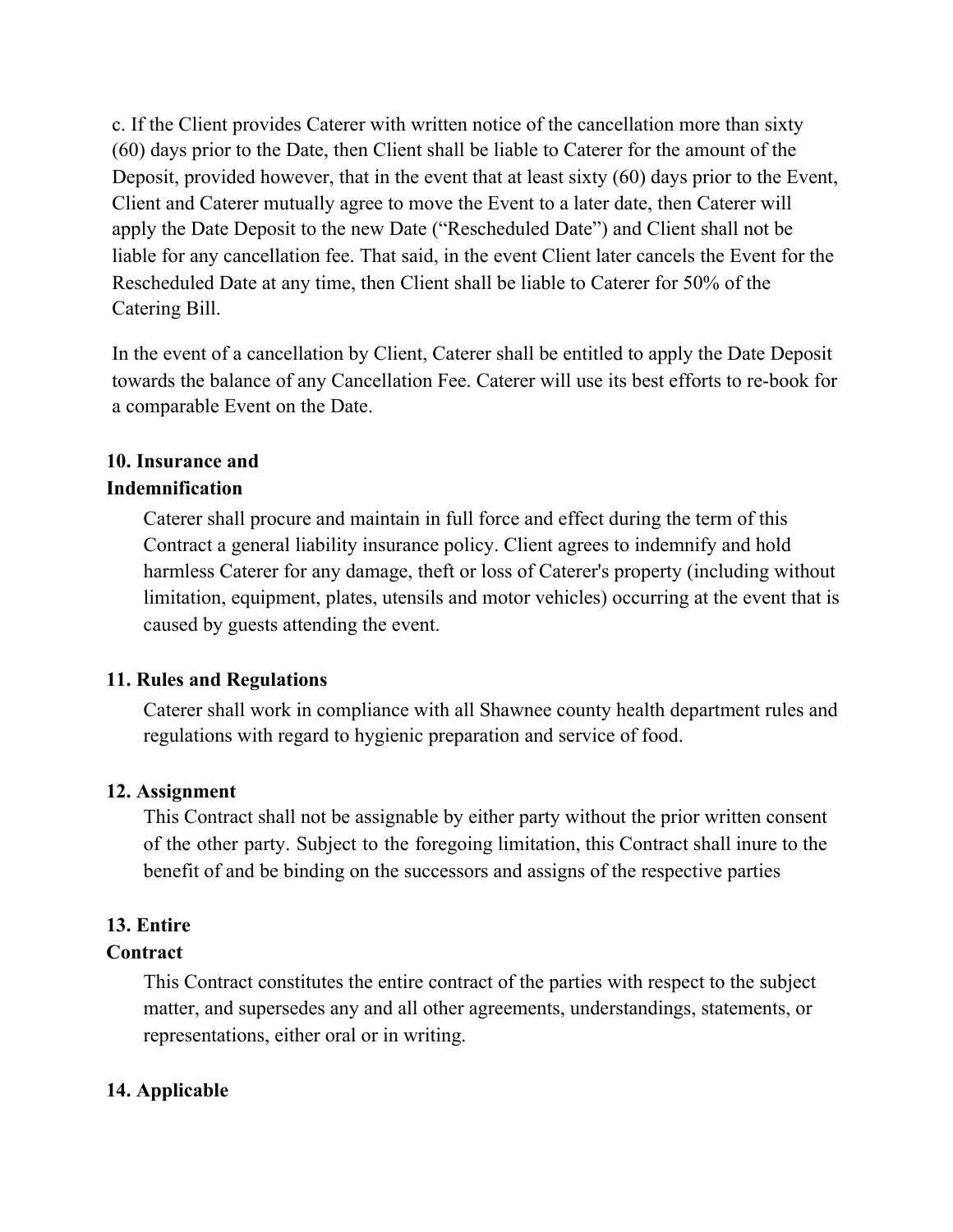c. If the Client provides Caterer with written notice of the cancellation more than sixty (60) days prior to the Date, then Client shall be liable to Caterer for the amount of the Deposit, provided however, that in the event that at least sixty (60) days prior to the Event, Client and Caterer mutually agree to move the Event to a later date, then Caterer will apply the Date Deposit to the new Date ("Rescheduled Date") and Client shall not be liable for any cancellation fee. That said, in the event Client later cancels the Event for the Rescheduled Date at any time, then Client shall be liable to Caterer for 50% of the Catering Bill.

In the event of a cancellation by Client, Caterer shall be entitled to apply the Date Deposit towards the balance of any Cancellation Fee. Caterer will use its best efforts to re-book for a comparable Event on the Date.

**10. Insurance and Indemnification**

Caterer shall procure and maintain in full force and effect during the term of this Contract a general liability insurance policy. Client agrees to indemnify and hold harmless Caterer for any damage, theft or loss of Caterer's property (including without limitation, equipment, plates, utensils and motor vehicles) occurring at the event that is caused by guests attending the event.

**11. Rules and Regulations**

Caterer shall work in compliance with all Shawnee county health department rules and regulations with regard to hygienic preparation and service of food.

**12. Assignment**

This Contract shall not be assignable by either party without the prior written consent of the other party. Subject to the foregoing limitation, this Contract shall inure to the benefit of and be binding on the successors and assigns of the respective parties

**13. Entire Contract**

This Contract constitutes the entire contract of the parties with respect to the subject matter, and supersedes any and all other agreements, understandings, statements, or representations, either oral or in writing.

**14. Applicable**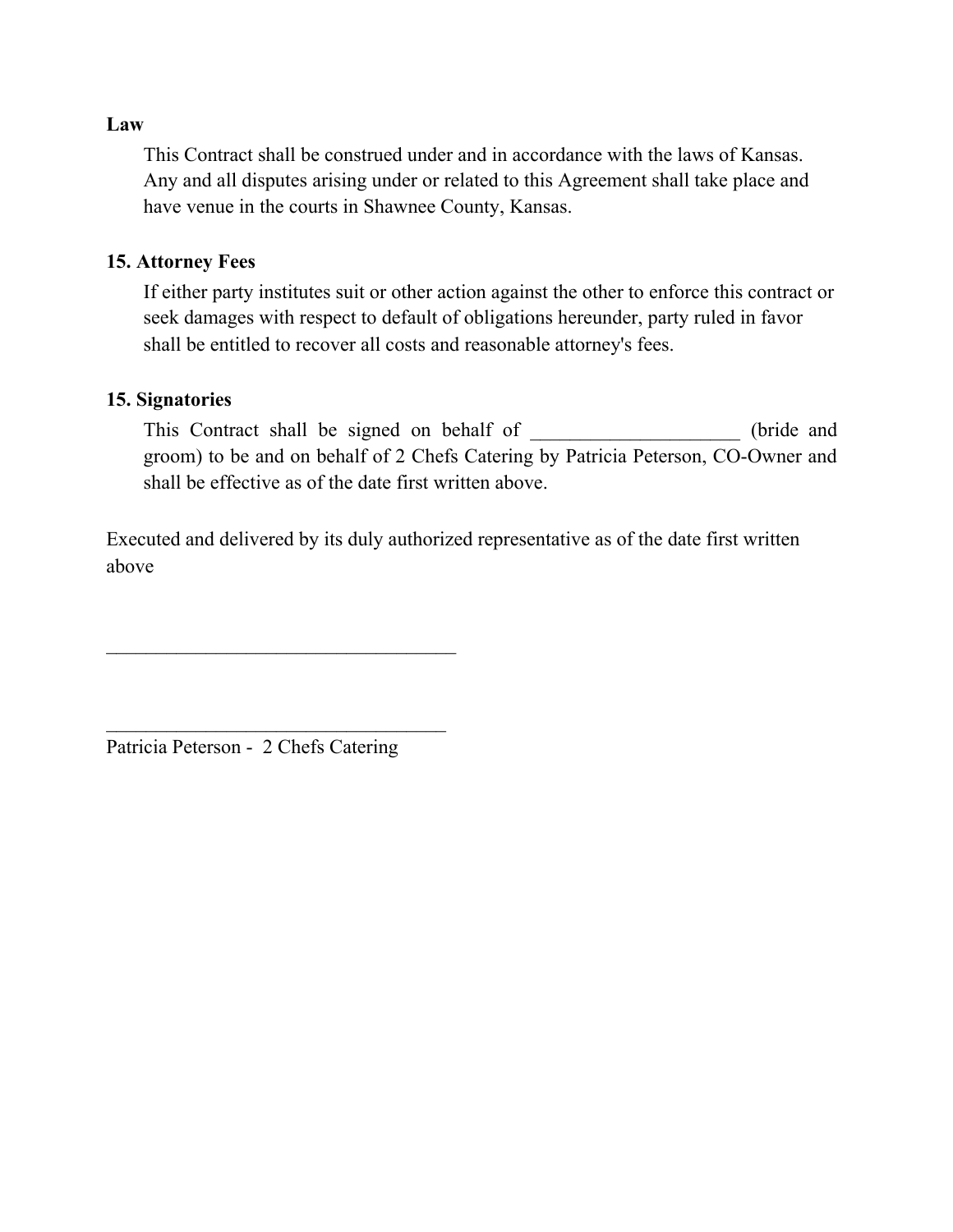**Law**

This Contract shall be construed under and in accordance with the laws of Kansas. Any and all disputes arising under or related to this Agreement shall take place and have venue in the courts in Shawnee County, Kansas.

**15. Attorney Fees**

If either party institutes suit or other action against the other to enforce this contract or seek damages with respect to default of obligations hereunder, party ruled in favor shall be entitled to recover all costs and reasonable attorney's fees.

**15. Signatories**

This Contract shall be signed on behalf of _____________________ (bride and groom) to be and on behalf of 2 Chefs Catering by Patricia Peterson, CO-Owner and shall be effective as of the date first written above.

Executed and delivered by its duly authorized representative as of the date first written above

___________________________________

___________________________________
Patricia Peterson - 2 Chefs Catering